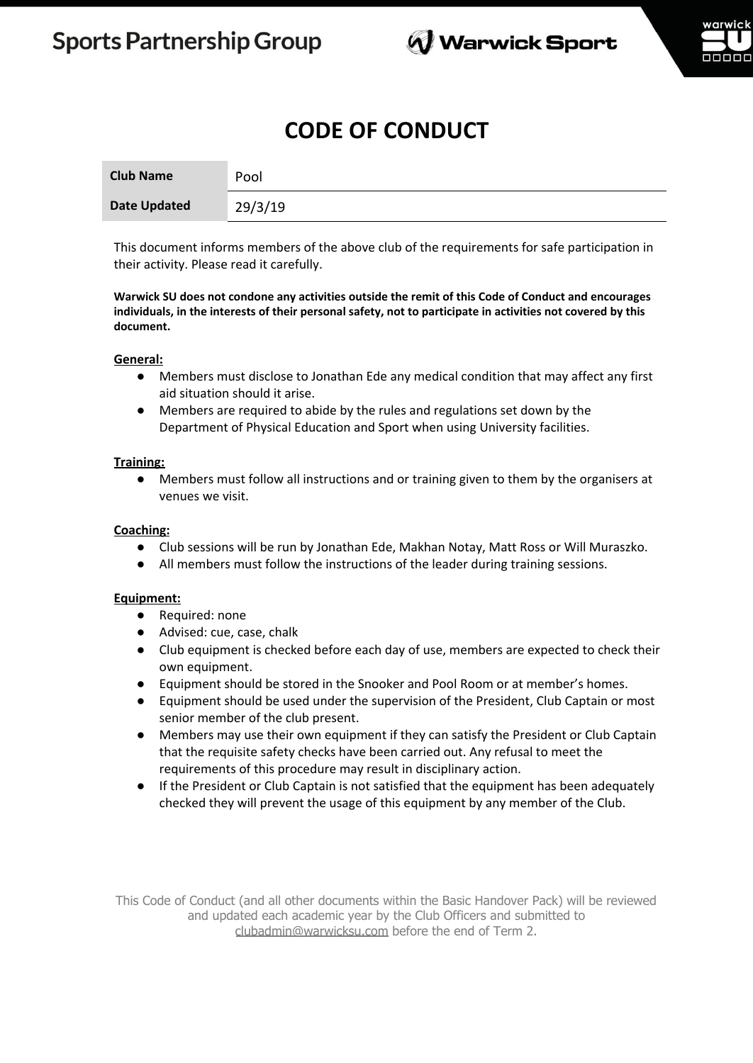# CODE OF CONDUCT

| Club Name | Pool |
| --- | --- |
| Date Updated | 29/3/19 |

This document informs members of the above club of the requirements for safe participation in their activity. Please read it carefully.

**Warwick SU does not condone any activities outside the remit of this Code of Conduct and encourages individuals, in the interests of their personal safety, not to participate in activities not covered by this document.**

**General:**

- Members must disclose to Jonathan Ede any medical condition that may affect any first aid situation should it arise.
- Members are required to abide by the rules and regulations set down by the Department of Physical Education and Sport when using University facilities.

**Training:**

- Members must follow all instructions and or training given to them by the organisers at venues we visit.

**Coaching:**

- Club sessions will be run by Jonathan Ede, Makhan Notay, Matt Ross or Will Muraszko.
- All members must follow the instructions of the leader during training sessions.

**Equipment:**

- Required: none
- Advised: cue, case, chalk
- Club equipment is checked before each day of use, members are expected to check their own equipment.
- Equipment should be stored in the Snooker and Pool Room or at member's homes.
- Equipment should be used under the supervision of the President, Club Captain or most senior member of the club present.
- Members may use their own equipment if they can satisfy the President or Club Captain that the requisite safety checks have been carried out. Any refusal to meet the requirements of this procedure may result in disciplinary action.
- If the President or Club Captain is not satisfied that the equipment has been adequately checked they will prevent the usage of this equipment by any member of the Club.

This Code of Conduct (and all other documents within the Basic Handover Pack) will be reviewed and updated each academic year by the Club Officers and submitted to clubadmin@warwicksu.com before the end of Term 2.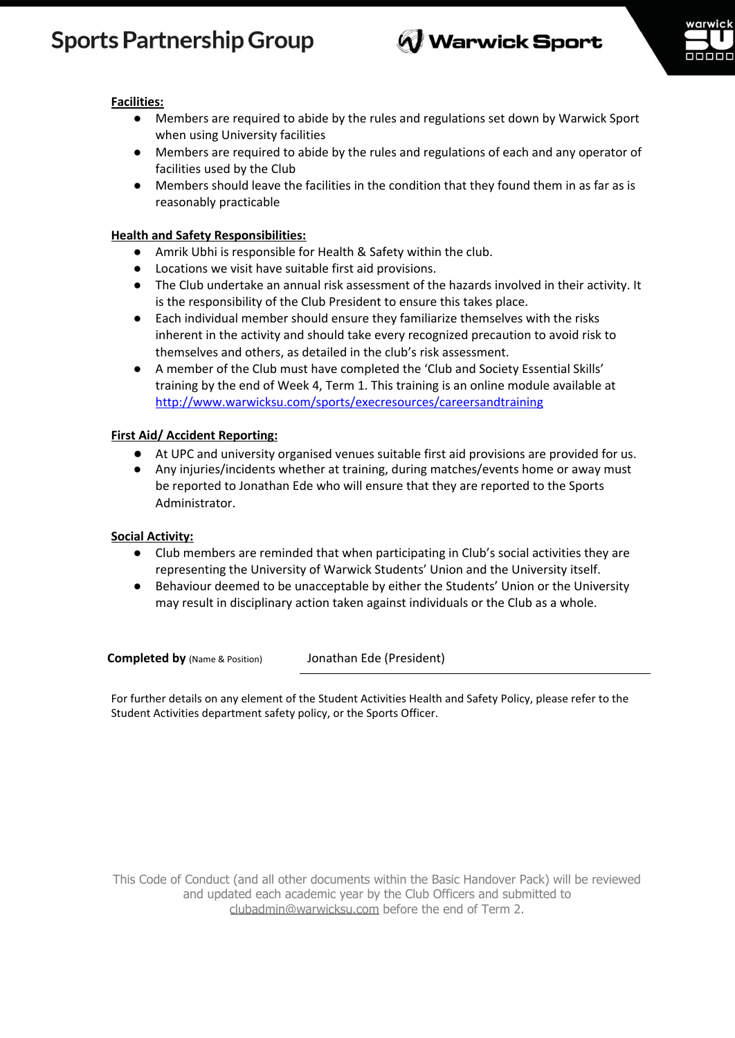**Facilities:**

- Members are required to abide by the rules and regulations set down by Warwick Sport when using University facilities
- Members are required to abide by the rules and regulations of each and any operator of facilities used by the Club
- Members should leave the facilities in the condition that they found them in as far as is reasonably practicable

**Health and Safety Responsibilities:**

- Amrik Ubhi is responsible for Health & Safety within the club.
- Locations we visit have suitable first aid provisions.
- The Club undertake an annual risk assessment of the hazards involved in their activity. It is the responsibility of the Club President to ensure this takes place.
- Each individual member should ensure they familiarize themselves with the risks inherent in the activity and should take every recognized precaution to avoid risk to themselves and others, as detailed in the club's risk assessment.
- A member of the Club must have completed the 'Club and Society Essential Skills' training by the end of Week 4, Term 1. This training is an online module available at [http://www.warwicksu.com/sports/execresources/careersandtraining](http://www.warwicksu.com/sports/execresources/careersandtraining)

**First Aid/ Accident Reporting:**

- At UPC and university organised venues suitable first aid provisions are provided for us.
- Any injuries/incidents whether at training, during matches/events home or away must be reported to Jonathan Ede who will ensure that they are reported to the Sports Administrator.

**Social Activity:**

- Club members are reminded that when participating in Club's social activities they are representing the University of Warwick Students' Union and the University itself.
- Behaviour deemed to be unacceptable by either the Students' Union or the University may result in disciplinary action taken against individuals or the Club as a whole.

**Completed by** (Name & Position) Jonathan Ede (President)

For further details on any element of the Student Activities Health and Safety Policy, please refer to the Student Activities department safety policy, or the Sports Officer.

This Code of Conduct (and all other documents within the Basic Handover Pack) will be reviewed and updated each academic year by the Club Officers and submitted to clubadmin@warwicksu.com before the end of Term 2.